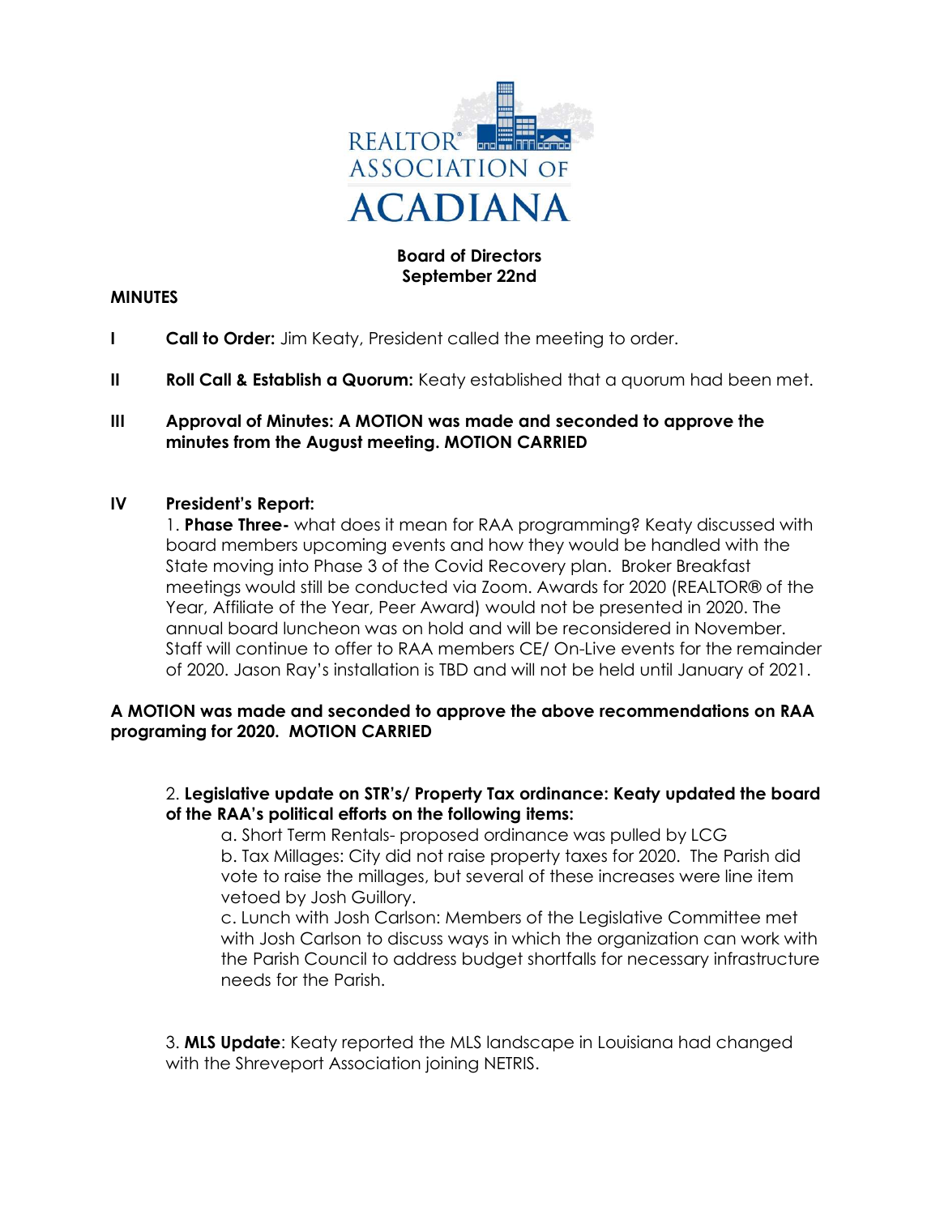REALTOR® ASSOCIATION OF ACADIANA

**Board of Directors**
**September 22nd**

**MINUTES**

**I** **Call to Order:** Jim Keaty, President called the meeting to order.

**II** **Roll Call & Establish a Quorum:** Keaty established that a quorum had been met.

**III** **Approval of Minutes: A MOTION was made and seconded to approve the minutes from the August meeting. MOTION CARRIED**

**IV** **President's Report:**

1. **Phase Three-** what does it mean for RAA programming? Keaty discussed with board members upcoming events and how they would be handled with the State moving into Phase 3 of the Covid Recovery plan. Broker Breakfast meetings would still be conducted via Zoom. Awards for 2020 (REALTOR® of the Year, Affiliate of the Year, Peer Award) would not be presented in 2020. The annual board luncheon was on hold and will be reconsidered in November. Staff will continue to offer to RAA members CE/ On-Live events for the remainder of 2020. Jason Ray's installation is TBD and will not be held until January of 2021.

**A MOTION was made and seconded to approve the above recommendations on RAA programing for 2020. MOTION CARRIED**

2. **Legislative update on STR's/ Property Tax ordinance: Keaty updated the board of the RAA's political efforts on the following items:**

   a. Short Term Rentals- proposed ordinance was pulled by LCG
   b. Tax Millages: City did not raise property taxes for 2020. The Parish did vote to raise the millages, but several of these increases were line item vetoed by Josh Guillory.
   c. Lunch with Josh Carlson: Members of the Legislative Committee met with Josh Carlson to discuss ways in which the organization can work with the Parish Council to address budget shortfalls for necessary infrastructure needs for the Parish.

3. **MLS Update**: Keaty reported the MLS landscape in Louisiana had changed with the Shreveport Association joining NETRIS.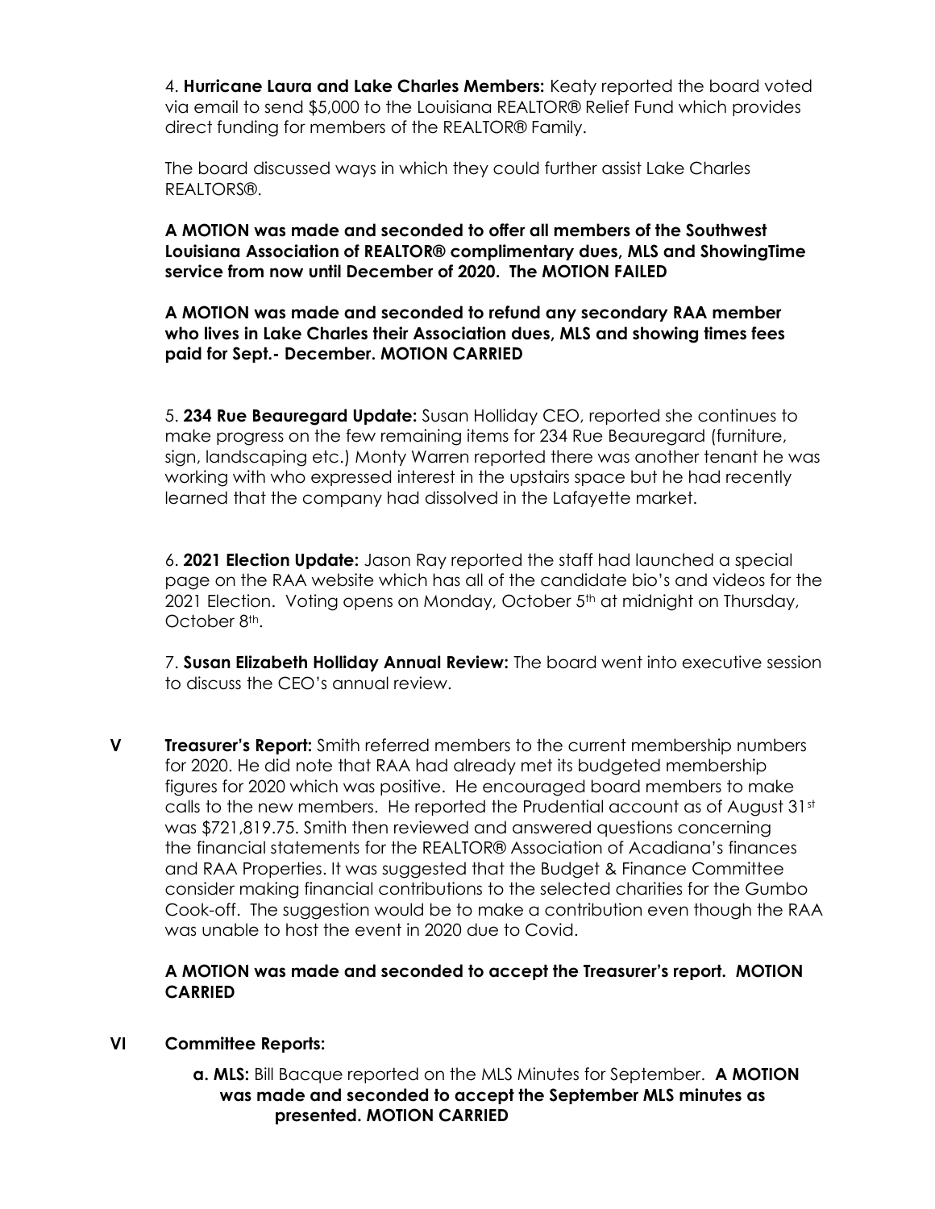4. **Hurricane Laura and Lake Charles Members:** Keaty reported the board voted via email to send $5,000 to the Louisiana REALTOR® Relief Fund which provides direct funding for members of the REALTOR® Family.

The board discussed ways in which they could further assist Lake Charles REALTORS®.

**A MOTION was made and seconded to offer all members of the Southwest Louisiana Association of REALTOR® complimentary dues, MLS and ShowingTime service from now until December of 2020. The MOTION FAILED**

**A MOTION was made and seconded to refund any secondary RAA member who lives in Lake Charles their Association dues, MLS and showing times fees paid for Sept.- December. MOTION CARRIED**

5. **234 Rue Beauregard Update:** Susan Holliday CEO, reported she continues to make progress on the few remaining items for 234 Rue Beauregard (furniture, sign, landscaping etc.) Monty Warren reported there was another tenant he was working with who expressed interest in the upstairs space but he had recently learned that the company had dissolved in the Lafayette market.

6. **2021 Election Update:** Jason Ray reported the staff had launched a special page on the RAA website which has all of the candidate bio's and videos for the 2021 Election. Voting opens on Monday, October 5th at midnight on Thursday, October 8th.

7. **Susan Elizabeth Holliday Annual Review:** The board went into executive session to discuss the CEO's annual review.

**V Treasurer's Report:** Smith referred members to the current membership numbers for 2020. He did note that RAA had already met its budgeted membership figures for 2020 which was positive. He encouraged board members to make calls to the new members. He reported the Prudential account as of August 31st was $721,819.75. Smith then reviewed and answered questions concerning the financial statements for the REALTOR® Association of Acadiana's finances and RAA Properties. It was suggested that the Budget & Finance Committee consider making financial contributions to the selected charities for the Gumbo Cook-off. The suggestion would be to make a contribution even though the RAA was unable to host the event in 2020 due to Covid.

**A MOTION was made and seconded to accept the Treasurer's report. MOTION CARRIED**

**VI Committee Reports:**

**a. MLS:** Bill Bacque reported on the MLS Minutes for September. **A MOTION was made and seconded to accept the September MLS minutes as presented. MOTION CARRIED**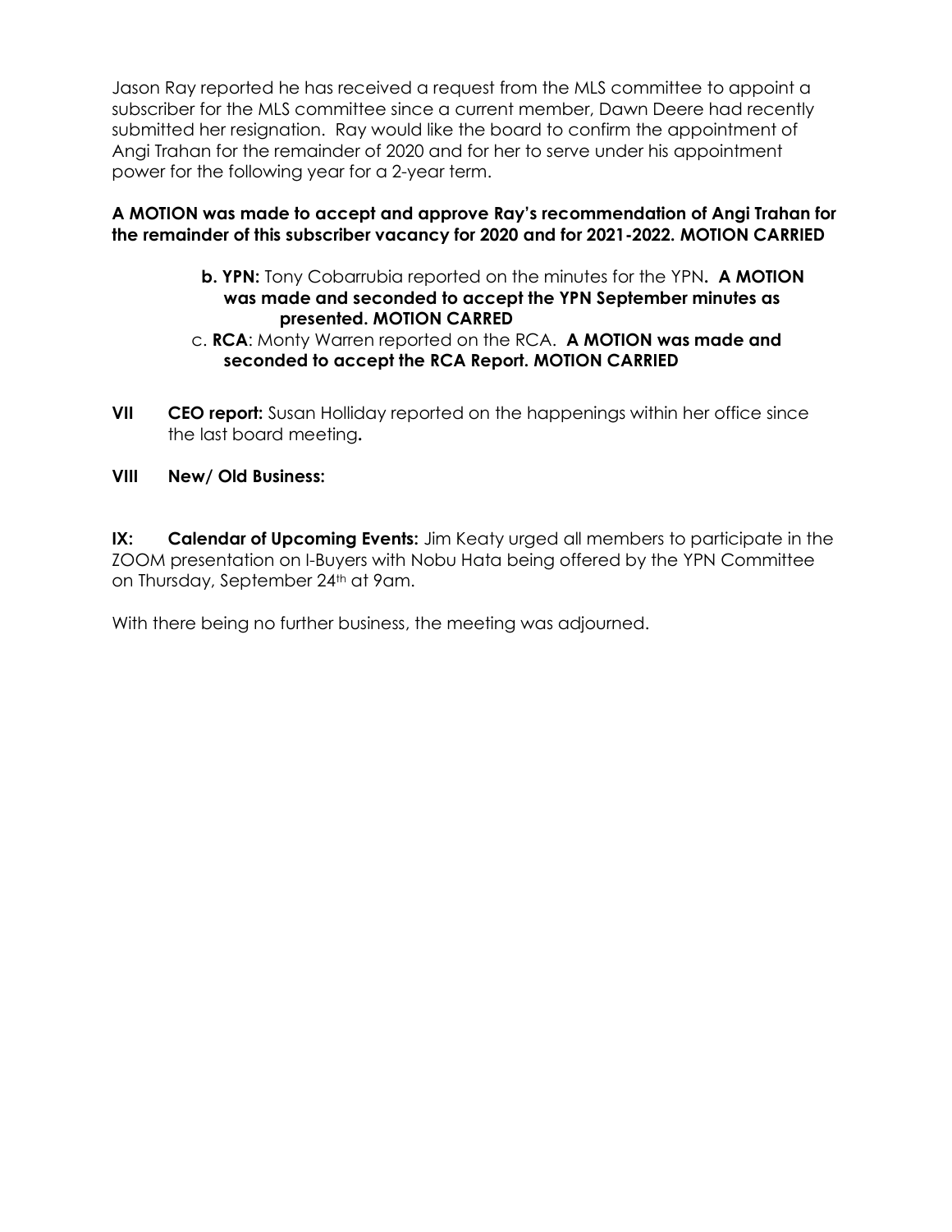Jason Ray reported he has received a request from the MLS committee to appoint a subscriber for the MLS committee since a current member, Dawn Deere had recently submitted her resignation. Ray would like the board to confirm the appointment of Angi Trahan for the remainder of 2020 and for her to serve under his appointment power for the following year for a 2-year term.

**A MOTION was made to accept and approve Ray's recommendation of Angi Trahan for the remainder of this subscriber vacancy for 2020 and for 2021-2022. MOTION CARRIED**

**b. YPN:** Tony Cobarrubia reported on the minutes for the YPN**. A MOTION was made and seconded to accept the YPN September minutes as presented. MOTION CARRED**

c. **RCA**: Monty Warren reported on the RCA. **A MOTION was made and seconded to accept the RCA Report. MOTION CARRIED**

**VII CEO report:** Susan Holliday reported on the happenings within her office since the last board meeting**.**

**VIII New/ Old Business:**

**IX: Calendar of Upcoming Events:** Jim Keaty urged all members to participate in the ZOOM presentation on I-Buyers with Nobu Hata being offered by the YPN Committee on Thursday, September 24th at 9am.

With there being no further business, the meeting was adjourned.